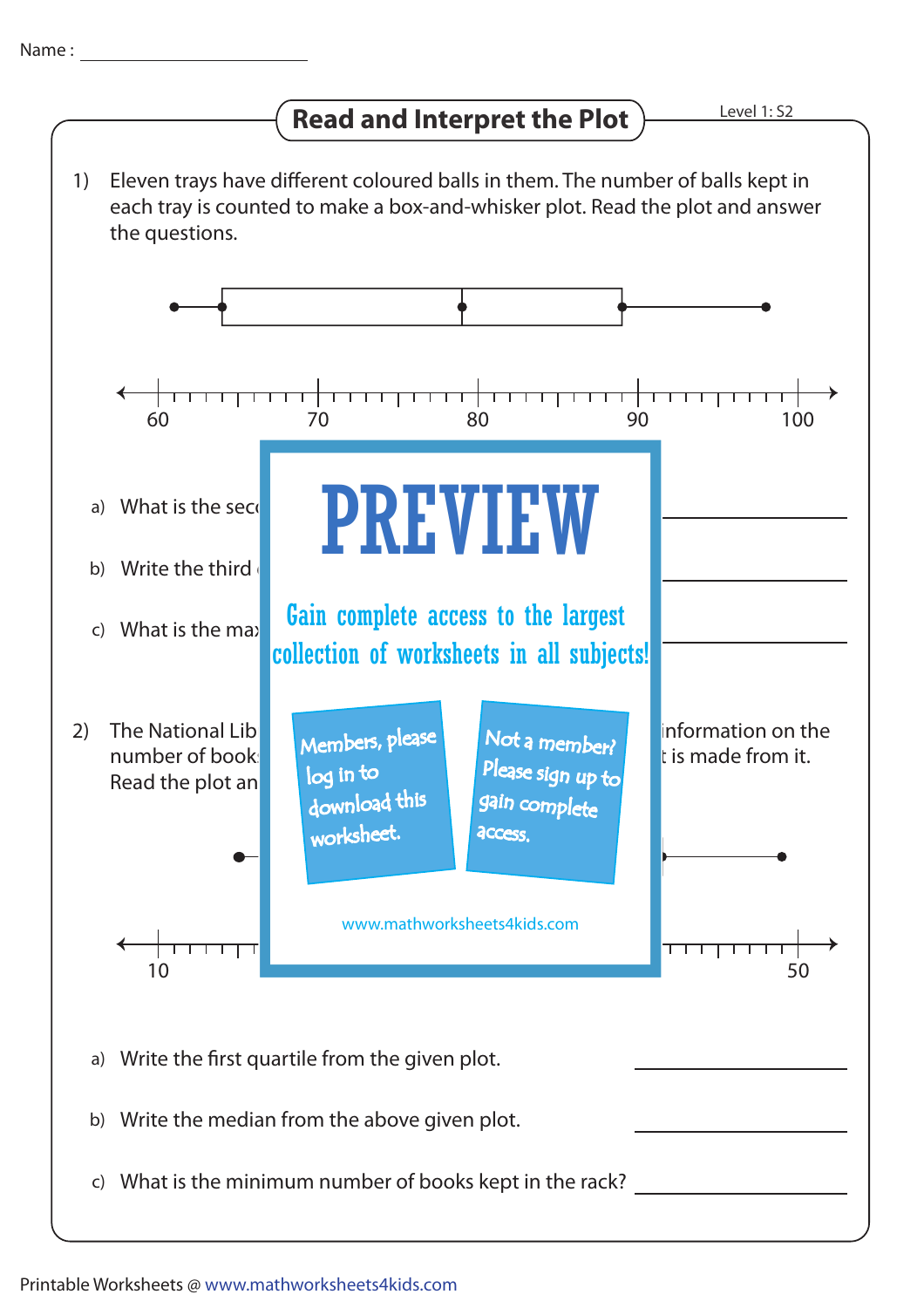Name : ____________________

## Read and Interpret the Plot

Level 1: S2

1) Eleven trays have different coloured balls in them. The number of balls kept in each tray is counted to make a box-and-whisker plot. Read the plot and answer the questions.

a) What is the sec ____________________

b) Write the third ____________________

c) What is the max ____________________

PREVIEW

Gain complete access to the largest collection of worksheets in all subjects!

Members, please log in to download this worksheet.

Not a member? Please sign up to gain complete access.

www.mathworksheets4kids.com

2) The National Lib ... information on the number of book ... t is made from it. Read the plot an

a) Write the first quartile from the given plot. ____________________

b) Write the median from the above given plot. ____________________

c) What is the minimum number of books kept in the rack? ____________________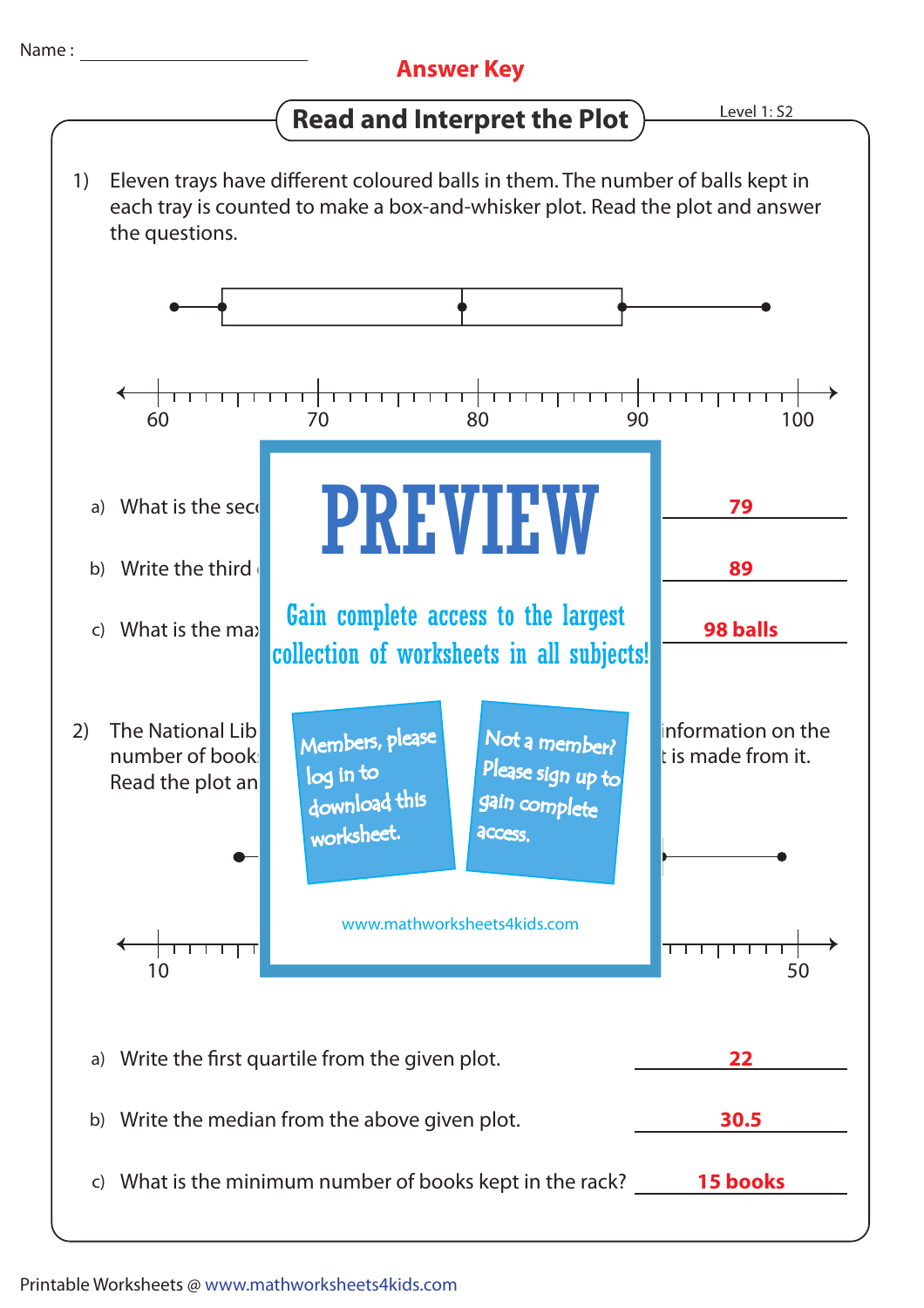Name : ____________________

**Answer Key**

## Read and Interpret the Plot

Level 1: S2

1) Eleven trays have different coloured balls in them. The number of balls kept in each tray is counted to make a box-and-whisker plot. Read the plot and answer the questions.

60 70 80 90 100

a) What is the sec **79**

b) Write the third **89**

c) What is the max **98 balls**

PREVIEW

Gain complete access to the largest collection of worksheets in all subjects!

Members, please log in to download this worksheet.

Not a member? Please sign up to gain complete access.

www.mathworksheets4kids.com

2) The National Lib ... information on the number of book ... t is made from it. Read the plot an

10 50

a) Write the first quartile from the given plot. **22**

b) Write the median from the above given plot. **30.5**

c) What is the minimum number of books kept in the rack? **15 books**